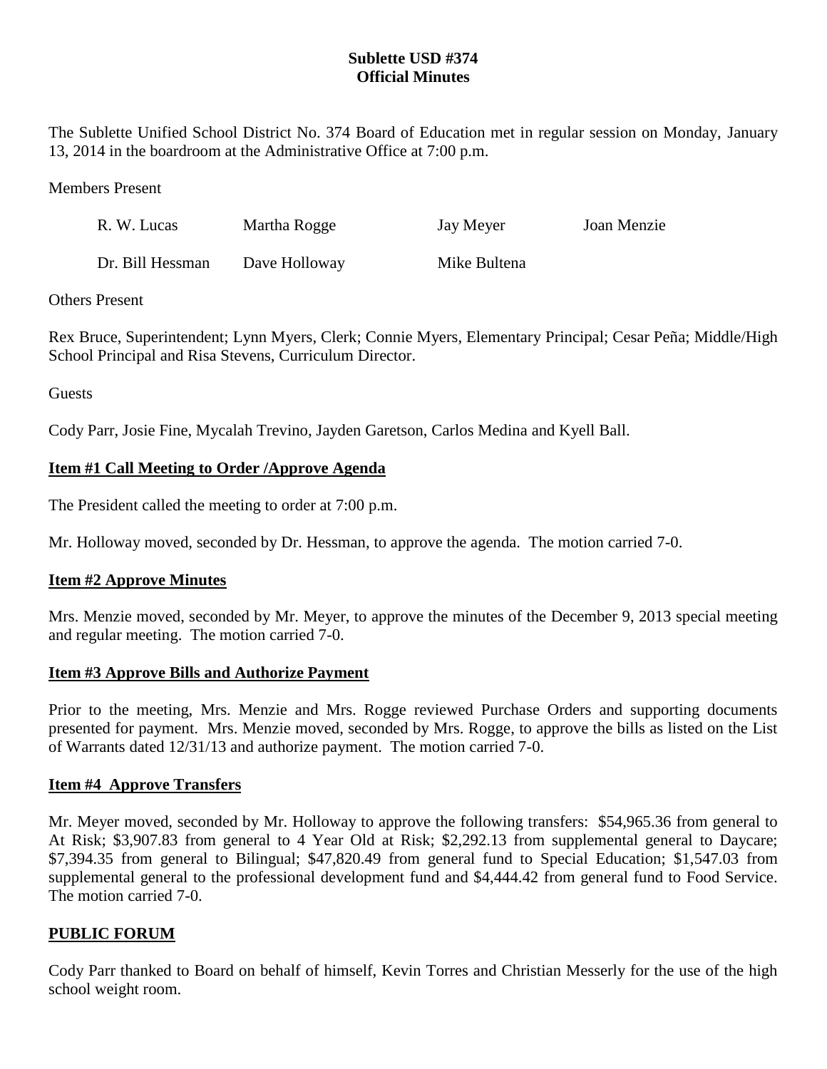# Sublette USD #374
## Official Minutes

The Sublette Unified School District No. 374 Board of Education met in regular session on Monday, January 13, 2014 in the boardroom at the Administrative Office at 7:00 p.m.

Members Present

| | | | |
|---|---|---|---|
| R. W. Lucas | Martha Rogge | Jay Meyer | Joan Menzie |
| Dr. Bill Hessman | Dave Holloway | Mike Bultena | |

Others Present

Rex Bruce, Superintendent; Lynn Myers, Clerk; Connie Myers, Elementary Principal; Cesar Peña; Middle/High School Principal and Risa Stevens, Curriculum Director.

Guests

Cody Parr, Josie Fine, Mycalah Trevino, Jayden Garetson, Carlos Medina and Kyell Ball.

**Item #1 Call Meeting to Order /Approve Agenda**

The President called the meeting to order at 7:00 p.m.

Mr. Holloway moved, seconded by Dr. Hessman, to approve the agenda. The motion carried 7-0.

**Item #2 Approve Minutes**

Mrs. Menzie moved, seconded by Mr. Meyer, to approve the minutes of the December 9, 2013 special meeting and regular meeting. The motion carried 7-0.

**Item #3 Approve Bills and Authorize Payment**

Prior to the meeting, Mrs. Menzie and Mrs. Rogge reviewed Purchase Orders and supporting documents presented for payment. Mrs. Menzie moved, seconded by Mrs. Rogge, to approve the bills as listed on the List of Warrants dated 12/31/13 and authorize payment. The motion carried 7-0.

**Item #4 Approve Transfers**

Mr. Meyer moved, seconded by Mr. Holloway to approve the following transfers: $54,965.36 from general to At Risk; $3,907.83 from general to 4 Year Old at Risk; $2,292.13 from supplemental general to Daycare; $7,394.35 from general to Bilingual; $47,820.49 from general fund to Special Education; $1,547.03 from supplemental general to the professional development fund and $4,444.42 from general fund to Food Service. The motion carried 7-0.

**PUBLIC FORUM**

Cody Parr thanked to Board on behalf of himself, Kevin Torres and Christian Messerly for the use of the high school weight room.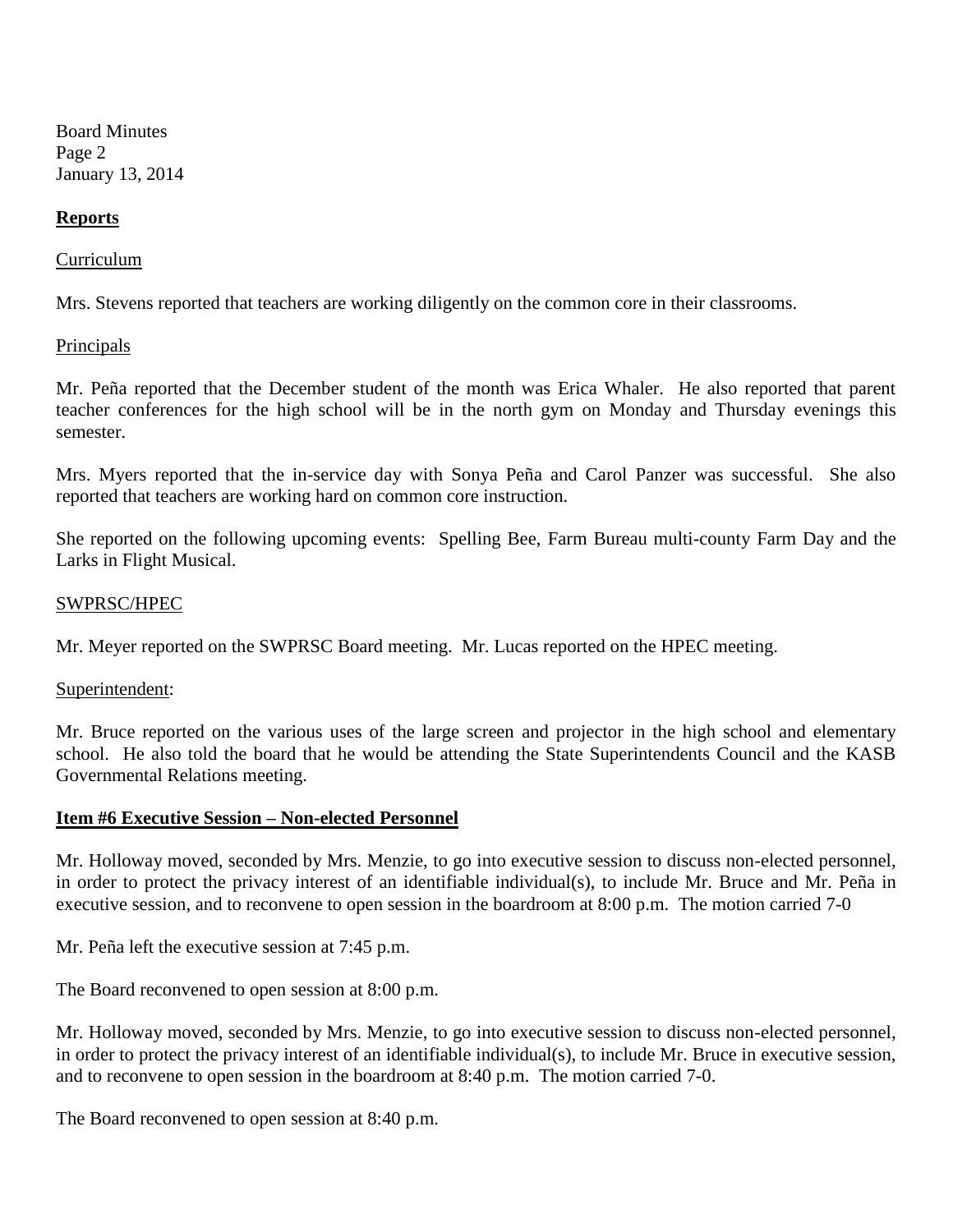Board Minutes
Page 2
January 13, 2014

## Reports

### Curriculum

Mrs. Stevens reported that teachers are working diligently on the common core in their classrooms.

### Principals

Mr. Peña reported that the December student of the month was Erica Whaler. He also reported that parent teacher conferences for the high school will be in the north gym on Monday and Thursday evenings this semester.

Mrs. Myers reported that the in-service day with Sonya Peña and Carol Panzer was successful. She also reported that teachers are working hard on common core instruction.

She reported on the following upcoming events: Spelling Bee, Farm Bureau multi-county Farm Day and the Larks in Flight Musical.

### SWPRSC/HPEC

Mr. Meyer reported on the SWPRSC Board meeting. Mr. Lucas reported on the HPEC meeting.

### Superintendent:

Mr. Bruce reported on the various uses of the large screen and projector in the high school and elementary school. He also told the board that he would be attending the State Superintendents Council and the KASB Governmental Relations meeting.

## Item #6 Executive Session – Non-elected Personnel

Mr. Holloway moved, seconded by Mrs. Menzie, to go into executive session to discuss non-elected personnel, in order to protect the privacy interest of an identifiable individual(s), to include Mr. Bruce and Mr. Peña in executive session, and to reconvene to open session in the boardroom at 8:00 p.m. The motion carried 7-0

Mr. Peña left the executive session at 7:45 p.m.

The Board reconvened to open session at 8:00 p.m.

Mr. Holloway moved, seconded by Mrs. Menzie, to go into executive session to discuss non-elected personnel, in order to protect the privacy interest of an identifiable individual(s), to include Mr. Bruce in executive session, and to reconvene to open session in the boardroom at 8:40 p.m. The motion carried 7-0.

The Board reconvened to open session at 8:40 p.m.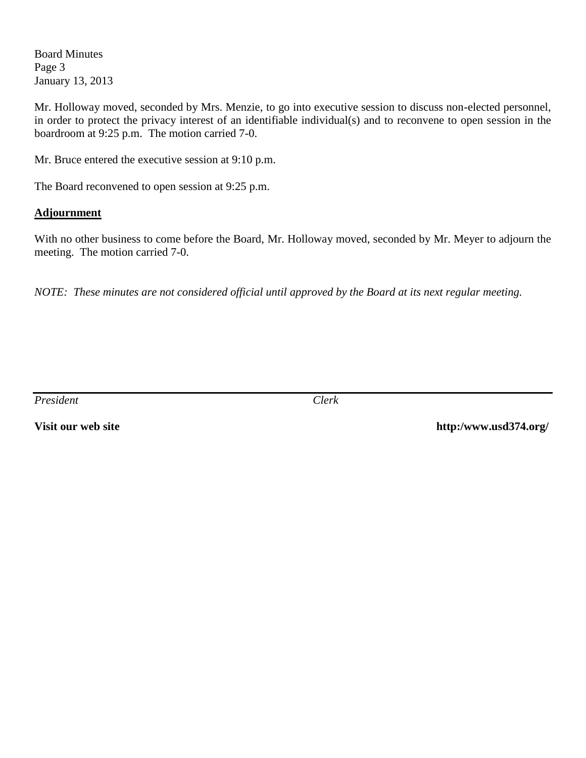Mr. Holloway moved, seconded by Mrs. Menzie, to go into executive session to discuss non-elected personnel, in order to protect the privacy interest of an identifiable individual(s) and to reconvene to open session in the boardroom at 9:25 p.m. The motion carried 7-0.

Mr. Bruce entered the executive session at 9:10 p.m.

The Board reconvened to open session at 9:25 p.m.

**Adjournment**

With no other business to come before the Board, Mr. Holloway moved, seconded by Mr. Meyer to adjourn the meeting. The motion carried 7-0.

*NOTE: These minutes are not considered official until approved by the Board at its next regular meeting.*

*President* *Clerk*

**Visit our web site** **http:/www.usd374.org/**